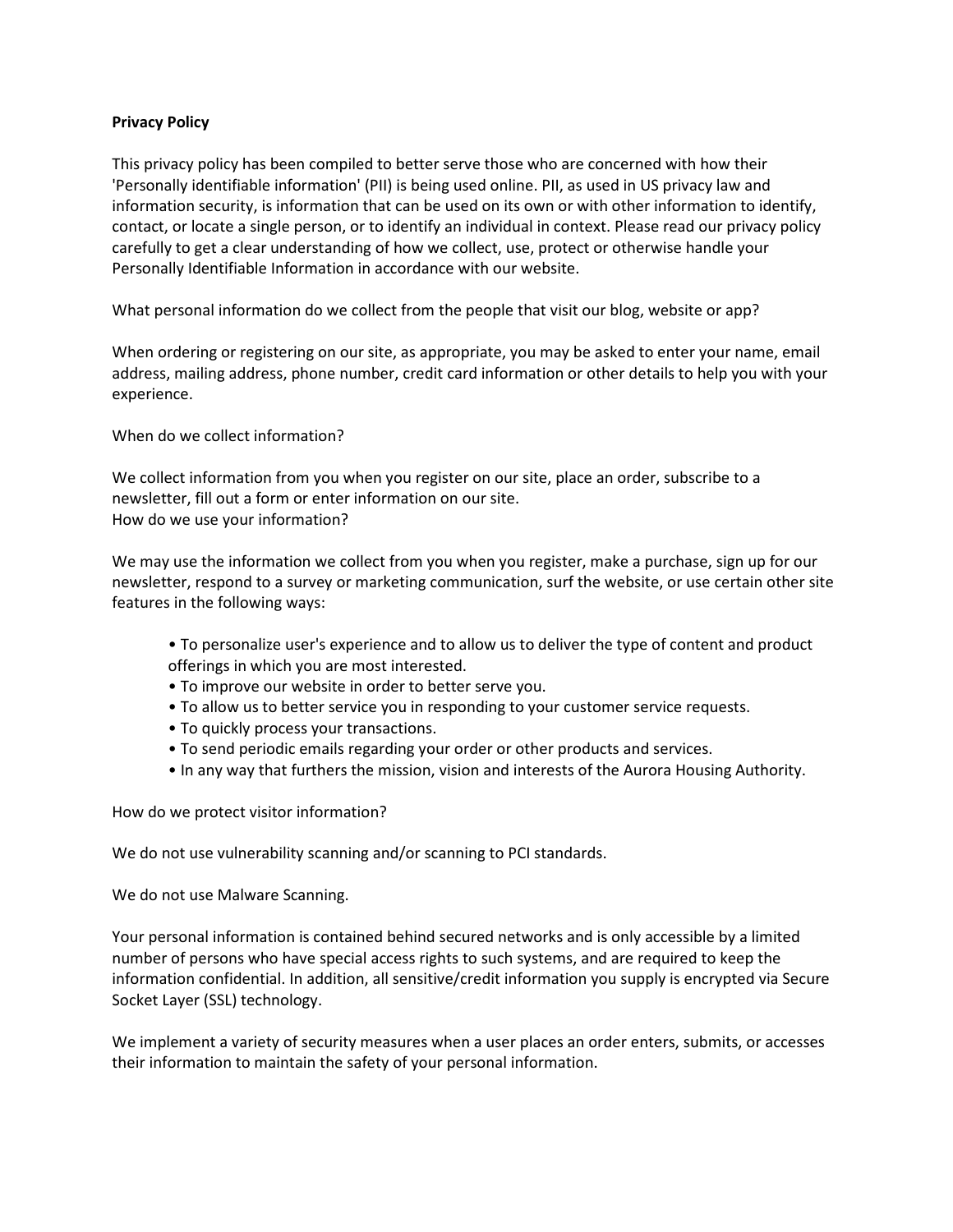**Privacy Policy**

This privacy policy has been compiled to better serve those who are concerned with how their 'Personally identifiable information' (PII) is being used online. PII, as used in US privacy law and information security, is information that can be used on its own or with other information to identify, contact, or locate a single person, or to identify an individual in context. Please read our privacy policy carefully to get a clear understanding of how we collect, use, protect or otherwise handle your Personally Identifiable Information in accordance with our website.

What personal information do we collect from the people that visit our blog, website or app?

When ordering or registering on our site, as appropriate, you may be asked to enter your name, email address, mailing address, phone number, credit card information or other details to help you with your experience.

When do we collect information?

We collect information from you when you register on our site, place an order, subscribe to a newsletter, fill out a form or enter information on our site.
How do we use your information?

We may use the information we collect from you when you register, make a purchase, sign up for our newsletter, respond to a survey or marketing communication, surf the website, or use certain other site features in the following ways:

- To personalize user's experience and to allow us to deliver the type of content and product offerings in which you are most interested.
- To improve our website in order to better serve you.
- To allow us to better service you in responding to your customer service requests.
- To quickly process your transactions.
- To send periodic emails regarding your order or other products and services.
- In any way that furthers the mission, vision and interests of the Aurora Housing Authority.

How do we protect visitor information?

We do not use vulnerability scanning and/or scanning to PCI standards.

We do not use Malware Scanning.

Your personal information is contained behind secured networks and is only accessible by a limited number of persons who have special access rights to such systems, and are required to keep the information confidential. In addition, all sensitive/credit information you supply is encrypted via Secure Socket Layer (SSL) technology.

We implement a variety of security measures when a user places an order enters, submits, or accesses their information to maintain the safety of your personal information.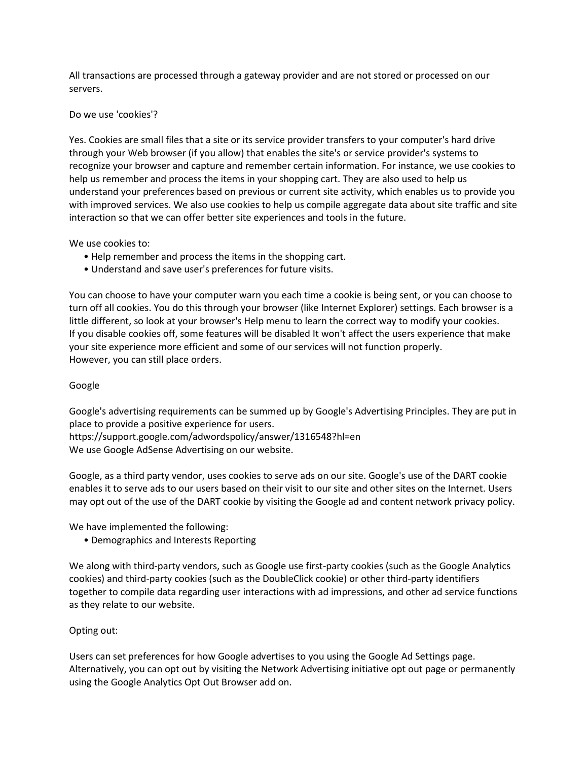All transactions are processed through a gateway provider and are not stored or processed on our servers.

Do we use 'cookies'?

Yes. Cookies are small files that a site or its service provider transfers to your computer's hard drive through your Web browser (if you allow) that enables the site's or service provider's systems to recognize your browser and capture and remember certain information. For instance, we use cookies to help us remember and process the items in your shopping cart. They are also used to help us understand your preferences based on previous or current site activity, which enables us to provide you with improved services. We also use cookies to help us compile aggregate data about site traffic and site interaction so that we can offer better site experiences and tools in the future.

We use cookies to:

- Help remember and process the items in the shopping cart.
- Understand and save user's preferences for future visits.

You can choose to have your computer warn you each time a cookie is being sent, or you can choose to turn off all cookies. You do this through your browser (like Internet Explorer) settings. Each browser is a little different, so look at your browser's Help menu to learn the correct way to modify your cookies.
If you disable cookies off, some features will be disabled It won't affect the users experience that make your site experience more efficient and some of our services will not function properly.
However, you can still place orders.

Google

Google's advertising requirements can be summed up by Google's Advertising Principles. They are put in place to provide a positive experience for users.
https://support.google.com/adwordspolicy/answer/1316548?hl=en
We use Google AdSense Advertising on our website.

Google, as a third party vendor, uses cookies to serve ads on our site. Google's use of the DART cookie enables it to serve ads to our users based on their visit to our site and other sites on the Internet. Users may opt out of the use of the DART cookie by visiting the Google ad and content network privacy policy.

We have implemented the following:

- Demographics and Interests Reporting

We along with third-party vendors, such as Google use first-party cookies (such as the Google Analytics cookies) and third-party cookies (such as the DoubleClick cookie) or other third-party identifiers together to compile data regarding user interactions with ad impressions, and other ad service functions as they relate to our website.

Opting out:

Users can set preferences for how Google advertises to you using the Google Ad Settings page. Alternatively, you can opt out by visiting the Network Advertising initiative opt out page or permanently using the Google Analytics Opt Out Browser add on.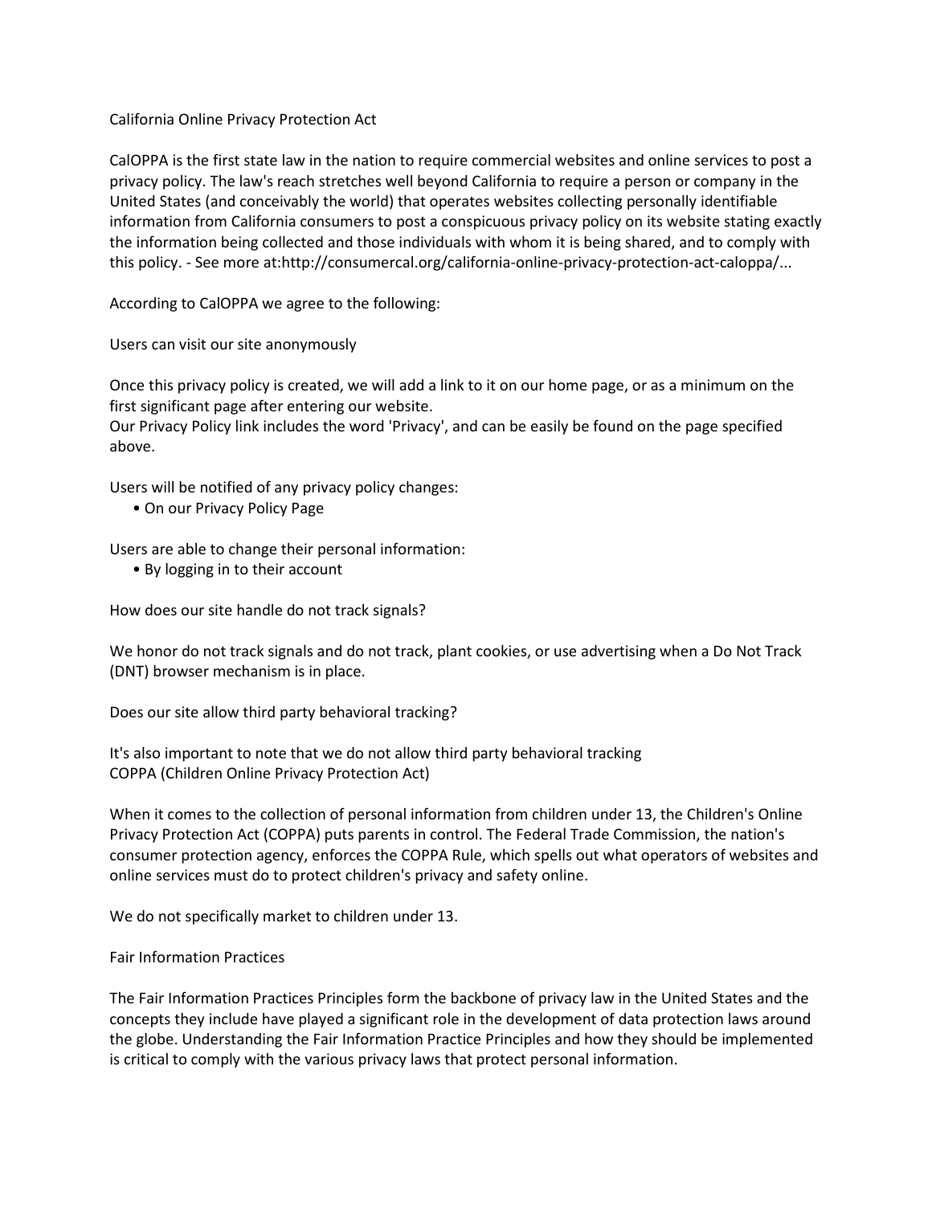## California Online Privacy Protection Act

CalOPPA is the first state law in the nation to require commercial websites and online services to post a privacy policy. The law's reach stretches well beyond California to require a person or company in the United States (and conceivably the world) that operates websites collecting personally identifiable information from California consumers to post a conspicuous privacy policy on its website stating exactly the information being collected and those individuals with whom it is being shared, and to comply with this policy. - See more at:http://consumercal.org/california-online-privacy-protection-act-caloppa/...

According to CalOPPA we agree to the following:

Users can visit our site anonymously

Once this privacy policy is created, we will add a link to it on our home page, or as a minimum on the first significant page after entering our website.
Our Privacy Policy link includes the word 'Privacy', and can be easily be found on the page specified above.

Users will be notified of any privacy policy changes:

- On our Privacy Policy Page

Users are able to change their personal information:

- By logging in to their account

How does our site handle do not track signals?

We honor do not track signals and do not track, plant cookies, or use advertising when a Do Not Track (DNT) browser mechanism is in place.

Does our site allow third party behavioral tracking?

It's also important to note that we do not allow third party behavioral tracking

## COPPA (Children Online Privacy Protection Act)

When it comes to the collection of personal information from children under 13, the Children's Online Privacy Protection Act (COPPA) puts parents in control. The Federal Trade Commission, the nation's consumer protection agency, enforces the COPPA Rule, which spells out what operators of websites and online services must do to protect children's privacy and safety online.

We do not specifically market to children under 13.

## Fair Information Practices

The Fair Information Practices Principles form the backbone of privacy law in the United States and the concepts they include have played a significant role in the development of data protection laws around the globe. Understanding the Fair Information Practice Principles and how they should be implemented is critical to comply with the various privacy laws that protect personal information.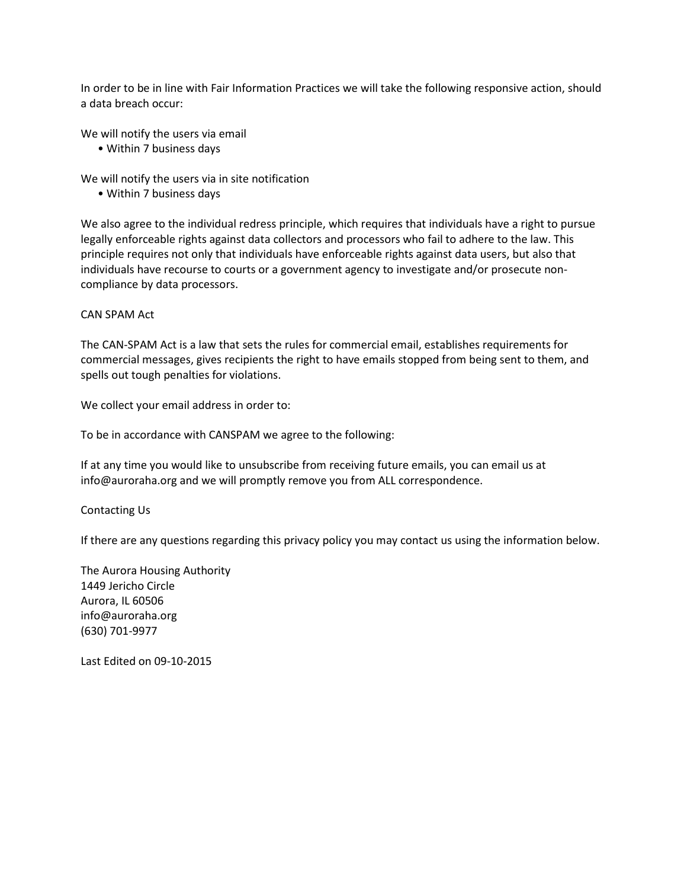In order to be in line with Fair Information Practices we will take the following responsive action, should a data breach occur:

We will notify the users via email

- Within 7 business days

We will notify the users via in site notification

- Within 7 business days

We also agree to the individual redress principle, which requires that individuals have a right to pursue legally enforceable rights against data collectors and processors who fail to adhere to the law. This principle requires not only that individuals have enforceable rights against data users, but also that individuals have recourse to courts or a government agency to investigate and/or prosecute non-compliance by data processors.

CAN SPAM Act

The CAN-SPAM Act is a law that sets the rules for commercial email, establishes requirements for commercial messages, gives recipients the right to have emails stopped from being sent to them, and spells out tough penalties for violations.

We collect your email address in order to:

To be in accordance with CANSPAM we agree to the following:

If at any time you would like to unsubscribe from receiving future emails, you can email us at info@auroraha.org and we will promptly remove you from ALL correspondence.

Contacting Us

If there are any questions regarding this privacy policy you may contact us using the information below.

The Aurora Housing Authority
1449 Jericho Circle
Aurora, IL 60506
info@auroraha.org
(630) 701-9977

Last Edited on 09-10-2015